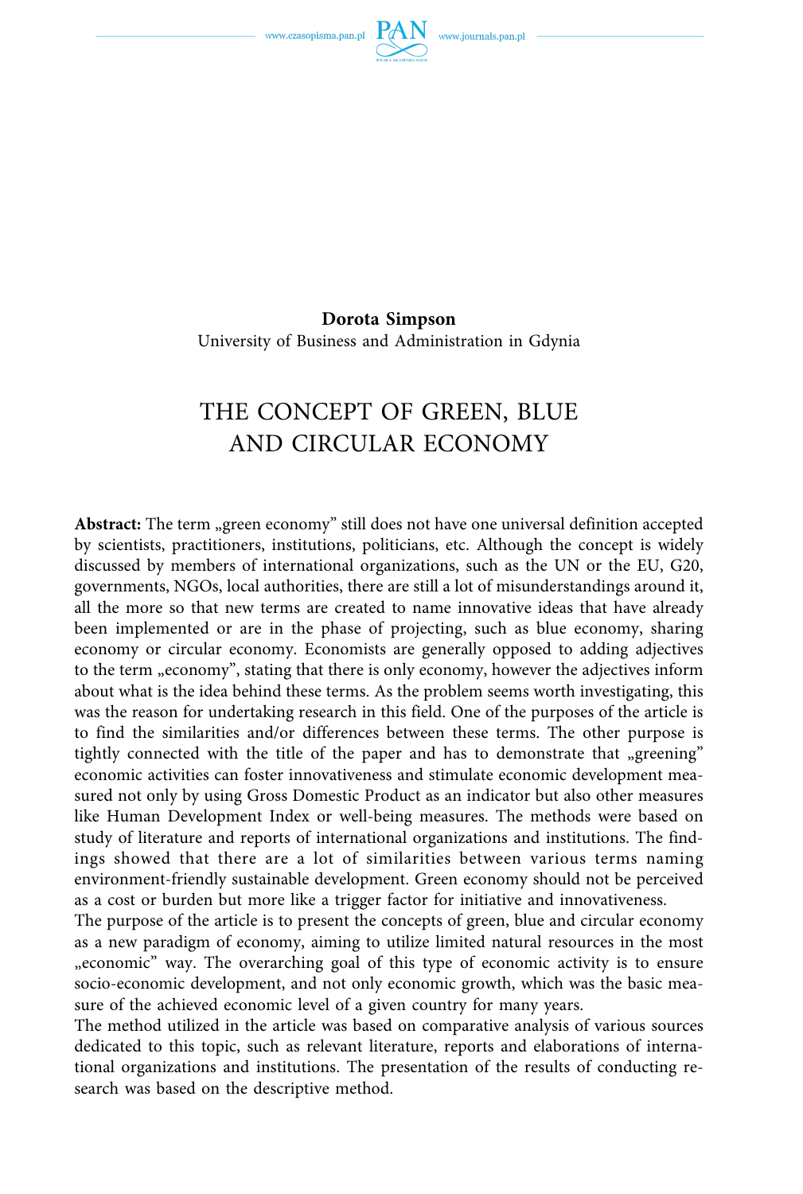**Dorota Simpson**
University of Business and Administration in Gdynia

# THE CONCEPT OF GREEN, BLUE AND CIRCULAR ECONOMY

**Abstract:** The term „green economy" still does not have one universal definition accepted by scientists, practitioners, institutions, politicians, etc. Although the concept is widely discussed by members of international organizations, such as the UN or the EU, G20, governments, NGOs, local authorities, there are still a lot of misunderstandings around it, all the more so that new terms are created to name innovative ideas that have already been implemented or are in the phase of projecting, such as blue economy, sharing economy or circular economy. Economists are generally opposed to adding adjectives to the term „economy", stating that there is only economy, however the adjectives inform about what is the idea behind these terms. As the problem seems worth investigating, this was the reason for undertaking research in this field. One of the purposes of the article is to find the similarities and/or differences between these terms. The other purpose is tightly connected with the title of the paper and has to demonstrate that „greening" economic activities can foster innovativeness and stimulate economic development measured not only by using Gross Domestic Product as an indicator but also other measures like Human Development Index or well-being measures. The methods were based on study of literature and reports of international organizations and institutions. The findings showed that there are a lot of similarities between various terms naming environment-friendly sustainable development. Green economy should not be perceived as a cost or burden but more like a trigger factor for initiative and innovativeness.

The purpose of the article is to present the concepts of green, blue and circular economy as a new paradigm of economy, aiming to utilize limited natural resources in the most „economic" way. The overarching goal of this type of economic activity is to ensure socio-economic development, and not only economic growth, which was the basic measure of the achieved economic level of a given country for many years.

The method utilized in the article was based on comparative analysis of various sources dedicated to this topic, such as relevant literature, reports and elaborations of international organizations and institutions. The presentation of the results of conducting research was based on the descriptive method.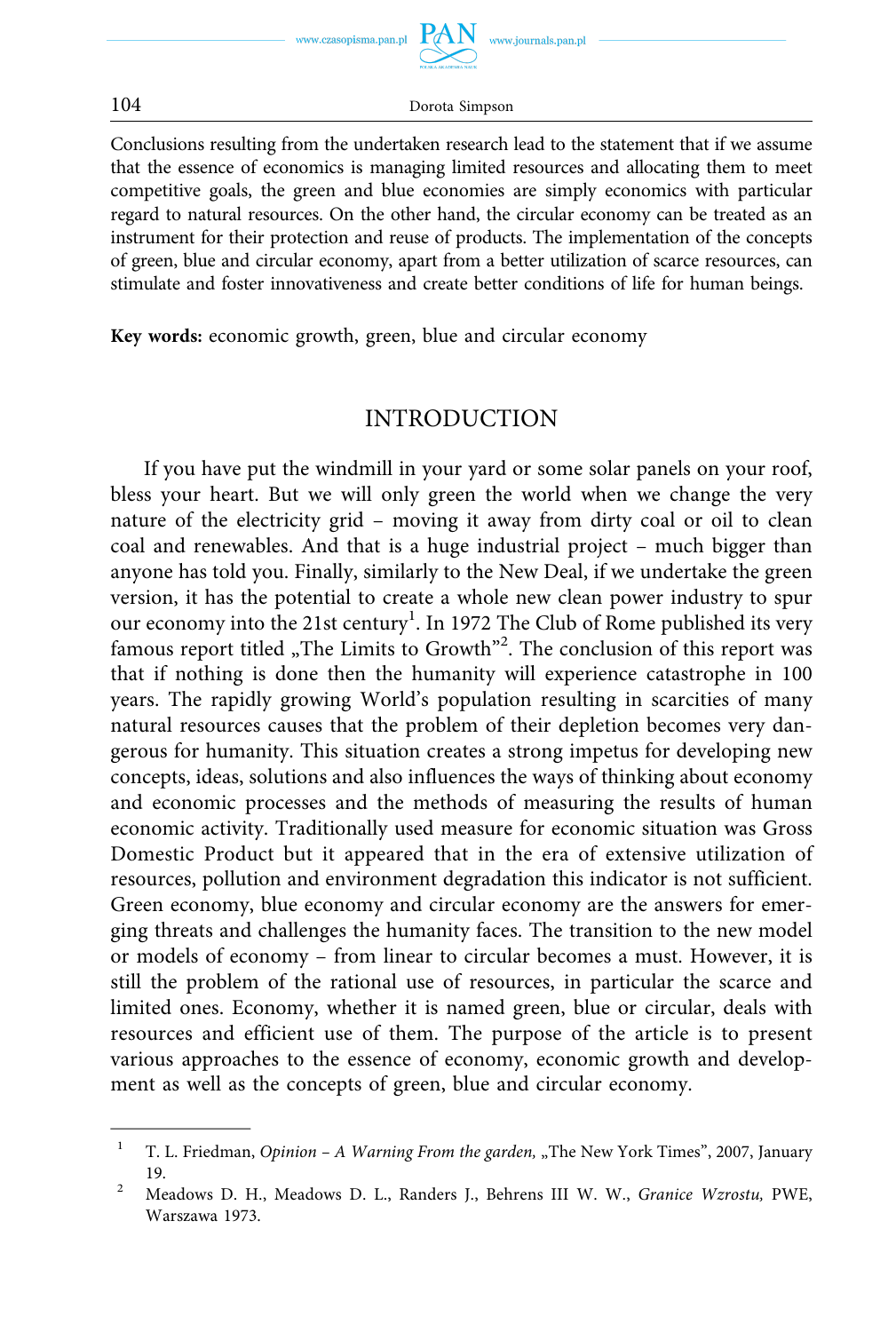Conclusions resulting from the undertaken research lead to the statement that if we assume that the essence of economics is managing limited resources and allocating them to meet competitive goals, the green and blue economies are simply economics with particular regard to natural resources. On the other hand, the circular economy can be treated as an instrument for their protection and reuse of products. The implementation of the concepts of green, blue and circular economy, apart from a better utilization of scarce resources, can stimulate and foster innovativeness and create better conditions of life for human beings.

**Key words:** economic growth, green, blue and circular economy

## INTRODUCTION

If you have put the windmill in your yard or some solar panels on your roof, bless your heart. But we will only green the world when we change the very nature of the electricity grid – moving it away from dirty coal or oil to clean coal and renewables. And that is a huge industrial project – much bigger than anyone has told you. Finally, similarly to the New Deal, if we undertake the green version, it has the potential to create a whole new clean power industry to spur our economy into the 21st century[1]. In 1972 The Club of Rome published its very famous report titled „The Limits to Growth"[2]. The conclusion of this report was that if nothing is done then the humanity will experience catastrophe in 100 years. The rapidly growing World's population resulting in scarcities of many natural resources causes that the problem of their depletion becomes very dangerous for humanity. This situation creates a strong impetus for developing new concepts, ideas, solutions and also influences the ways of thinking about economy and economic processes and the methods of measuring the results of human economic activity. Traditionally used measure for economic situation was Gross Domestic Product but it appeared that in the era of extensive utilization of resources, pollution and environment degradation this indicator is not sufficient. Green economy, blue economy and circular economy are the answers for emerging threats and challenges the humanity faces. The transition to the new model or models of economy – from linear to circular becomes a must. However, it is still the problem of the rational use of resources, in particular the scarce and limited ones. Economy, whether it is named green, blue or circular, deals with resources and efficient use of them. The purpose of the article is to present various approaches to the essence of economy, economic growth and development as well as the concepts of green, blue and circular economy.

---

[1] T. L. Friedman, *Opinion – A Warning From the garden,* „The New York Times", 2007, January 19.

[2] Meadows D. H., Meadows D. L., Randers J., Behrens III W. W., *Granice Wzrostu,* PWE, Warszawa 1973.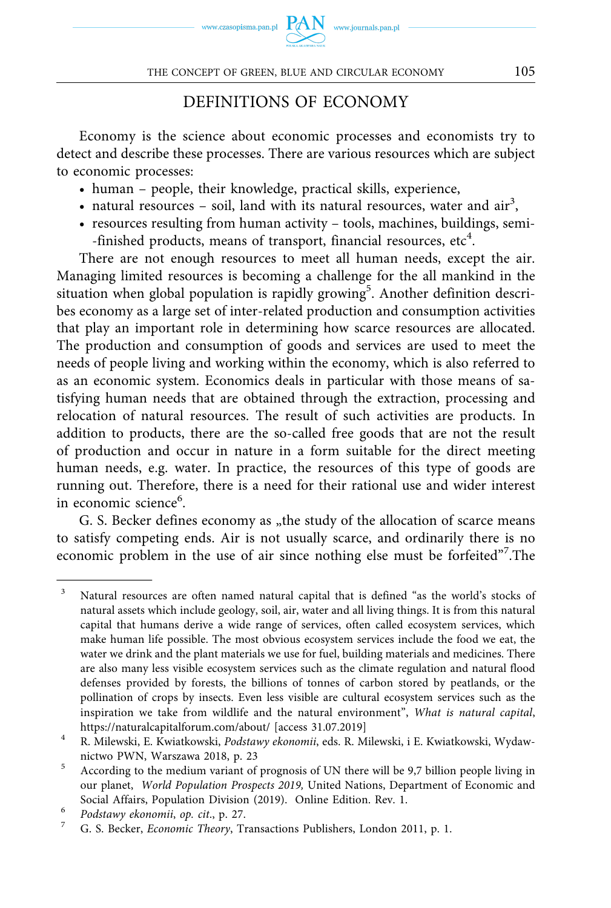## DEFINITIONS OF ECONOMY

Economy is the science about economic processes and economists try to detect and describe these processes. There are various resources which are subject to economic processes:

- human – people, their knowledge, practical skills, experience,
- natural resources – soil, land with its natural resources, water and air[3],
- resources resulting from human activity – tools, machines, buildings, semi-finished products, means of transport, financial resources, etc[4].

There are not enough resources to meet all human needs, except the air. Managing limited resources is becoming a challenge for the all mankind in the situation when global population is rapidly growing[5]. Another definition describes economy as a large set of inter-related production and consumption activities that play an important role in determining how scarce resources are allocated. The production and consumption of goods and services are used to meet the needs of people living and working within the economy, which is also referred to as an economic system. Economics deals in particular with those means of satisfying human needs that are obtained through the extraction, processing and relocation of natural resources. The result of such activities are products. In addition to products, there are the so-called free goods that are not the result of production and occur in nature in a form suitable for the direct meeting human needs, e.g. water. In practice, the resources of this type of goods are running out. Therefore, there is a need for their rational use and wider interest in economic science[6].

G. S. Becker defines economy as „the study of the allocation of scarce means to satisfy competing ends. Air is not usually scarce, and ordinarily there is no economic problem in the use of air since nothing else must be forfeited"[7].The

---

[3] Natural resources are often named natural capital that is defined "as the world's stocks of natural assets which include geology, soil, air, water and all living things. It is from this natural capital that humans derive a wide range of services, often called ecosystem services, which make human life possible. The most obvious ecosystem services include the food we eat, the water we drink and the plant materials we use for fuel, building materials and medicines. There are also many less visible ecosystem services such as the climate regulation and natural flood defenses provided by forests, the billions of tonnes of carbon stored by peatlands, or the pollination of crops by insects. Even less visible are cultural ecosystem services such as the inspiration we take from wildlife and the natural environment", *What is natural capital*, https://naturalcapitalforum.com/about/ [access 31.07.2019]

[4] R. Milewski, E. Kwiatkowski, *Podstawy ekonomii*, eds. R. Milewski, i E. Kwiatkowski, Wydawnictwo PWN, Warszawa 2018, p. 23

[5] According to the medium variant of prognosis of UN there will be 9,7 billion people living in our planet, *World Population Prospects 2019,* United Nations, Department of Economic and Social Affairs, Population Division (2019). Online Edition. Rev. 1.

[6] *Podstawy ekonomii*, *op. cit*., p. 27.

[7] G. S. Becker, *Economic Theory*, Transactions Publishers, London 2011, p. 1.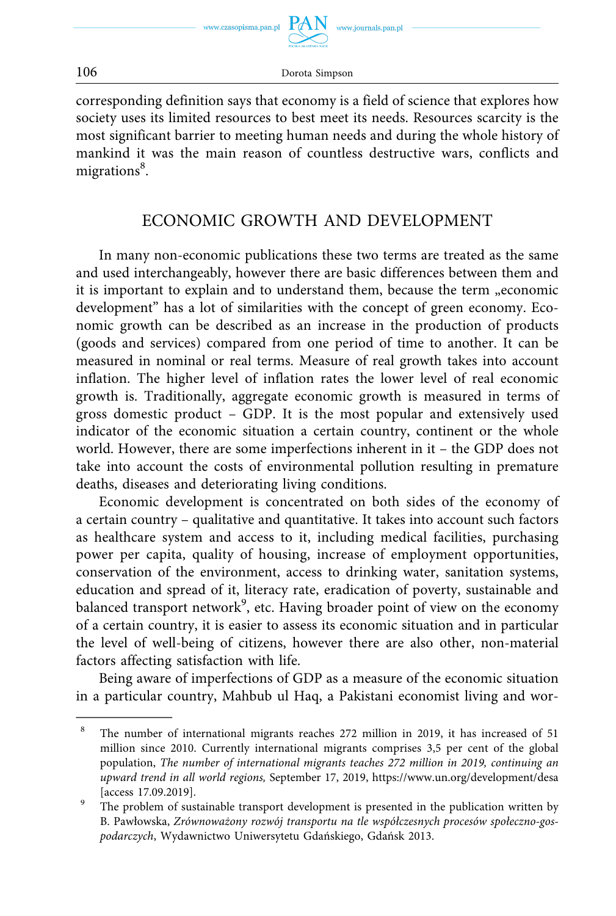corresponding definition says that economy is a field of science that explores how society uses its limited resources to best meet its needs. Resources scarcity is the most significant barrier to meeting human needs and during the whole history of mankind it was the main reason of countless destructive wars, conflicts and migrations[8].

## ECONOMIC GROWTH AND DEVELOPMENT

In many non-economic publications these two terms are treated as the same and used interchangeably, however there are basic differences between them and it is important to explain and to understand them, because the term „economic development" has a lot of similarities with the concept of green economy. Economic growth can be described as an increase in the production of products (goods and services) compared from one period of time to another. It can be measured in nominal or real terms. Measure of real growth takes into account inflation. The higher level of inflation rates the lower level of real economic growth is. Traditionally, aggregate economic growth is measured in terms of gross domestic product – GDP. It is the most popular and extensively used indicator of the economic situation a certain country, continent or the whole world. However, there are some imperfections inherent in it – the GDP does not take into account the costs of environmental pollution resulting in premature deaths, diseases and deteriorating living conditions.

Economic development is concentrated on both sides of the economy of a certain country – qualitative and quantitative. It takes into account such factors as healthcare system and access to it, including medical facilities, purchasing power per capita, quality of housing, increase of employment opportunities, conservation of the environment, access to drinking water, sanitation systems, education and spread of it, literacy rate, eradication of poverty, sustainable and balanced transport network[9], etc. Having broader point of view on the economy of a certain country, it is easier to assess its economic situation and in particular the level of well-being of citizens, however there are also other, non-material factors affecting satisfaction with life.

Being aware of imperfections of GDP as a measure of the economic situation in a particular country, Mahbub ul Haq, a Pakistani economist living and wor-

---

[8] The number of international migrants reaches 272 million in 2019, it has increased of 51 million since 2010. Currently international migrants comprises 3,5 per cent of the global population, *The number of international migrants teaches 272 million in 2019, continuing an upward trend in all world regions,* September 17, 2019, https://www.un.org/development/desa [access 17.09.2019].

[9] The problem of sustainable transport development is presented in the publication written by B. Pawłowska, *Zrównoważony rozwój transportu na tle współczesnych procesów społeczno-gospodarczych*, Wydawnictwo Uniwersytetu Gdańskiego, Gdańsk 2013.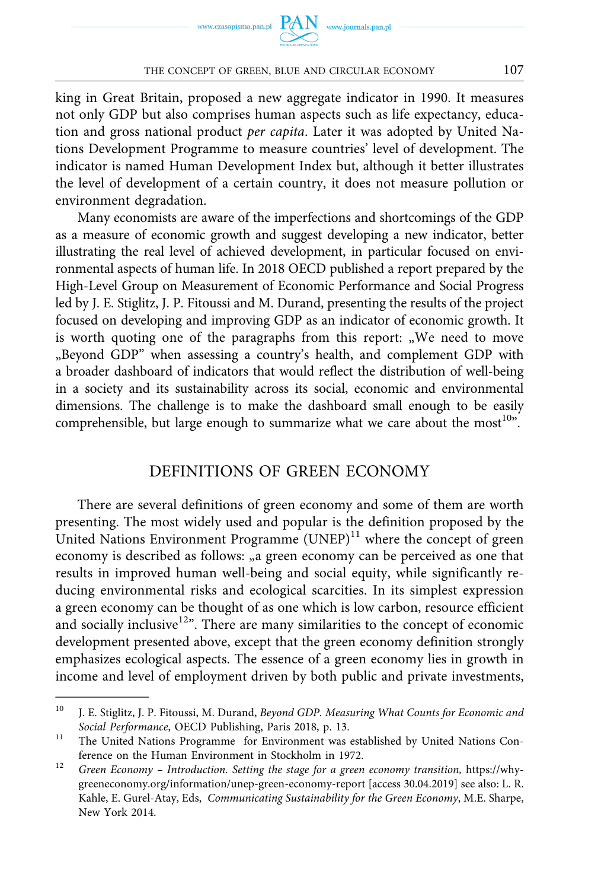king in Great Britain, proposed a new aggregate indicator in 1990. It measures not only GDP but also comprises human aspects such as life expectancy, education and gross national product *per capita*. Later it was adopted by United Nations Development Programme to measure countries' level of development. The indicator is named Human Development Index but, although it better illustrates the level of development of a certain country, it does not measure pollution or environment degradation.

Many economists are aware of the imperfections and shortcomings of the GDP as a measure of economic growth and suggest developing a new indicator, better illustrating the real level of achieved development, in particular focused on environmental aspects of human life. In 2018 OECD published a report prepared by the High-Level Group on Measurement of Economic Performance and Social Progress led by J. E. Stiglitz, J. P. Fitoussi and M. Durand, presenting the results of the project focused on developing and improving GDP as an indicator of economic growth. It is worth quoting one of the paragraphs from this report: „We need to move „Beyond GDP" when assessing a country's health, and complement GDP with a broader dashboard of indicators that would reflect the distribution of well-being in a society and its sustainability across its social, economic and environmental dimensions. The challenge is to make the dashboard small enough to be easily comprehensible, but large enough to summarize what we care about the most[10]".

## DEFINITIONS OF GREEN ECONOMY

There are several definitions of green economy and some of them are worth presenting. The most widely used and popular is the definition proposed by the United Nations Environment Programme (UNEP)[11] where the concept of green economy is described as follows: „a green economy can be perceived as one that results in improved human well-being and social equity, while significantly reducing environmental risks and ecological scarcities. In its simplest expression a green economy can be thought of as one which is low carbon, resource efficient and socially inclusive[12]". There are many similarities to the concept of economic development presented above, except that the green economy definition strongly emphasizes ecological aspects. The essence of a green economy lies in growth in income and level of employment driven by both public and private investments,

---

[10] J. E. Stiglitz, J. P. Fitoussi, M. Durand, *Beyond GDP. Measuring What Counts for Economic and Social Performance*, OECD Publishing, Paris 2018, p. 13.

[11] The United Nations Programme for Environment was established by United Nations Conference on the Human Environment in Stockholm in 1972.

[12] *Green Economy – Introduction. Setting the stage for a green economy transition,* https://whygreeneconomy.org/information/unep-green-economy-report [access 30.04.2019] see also: L. R. Kahle, E. Gurel-Atay, Eds, *Communicating Sustainability for the Green Economy*, M.E. Sharpe, New York 2014.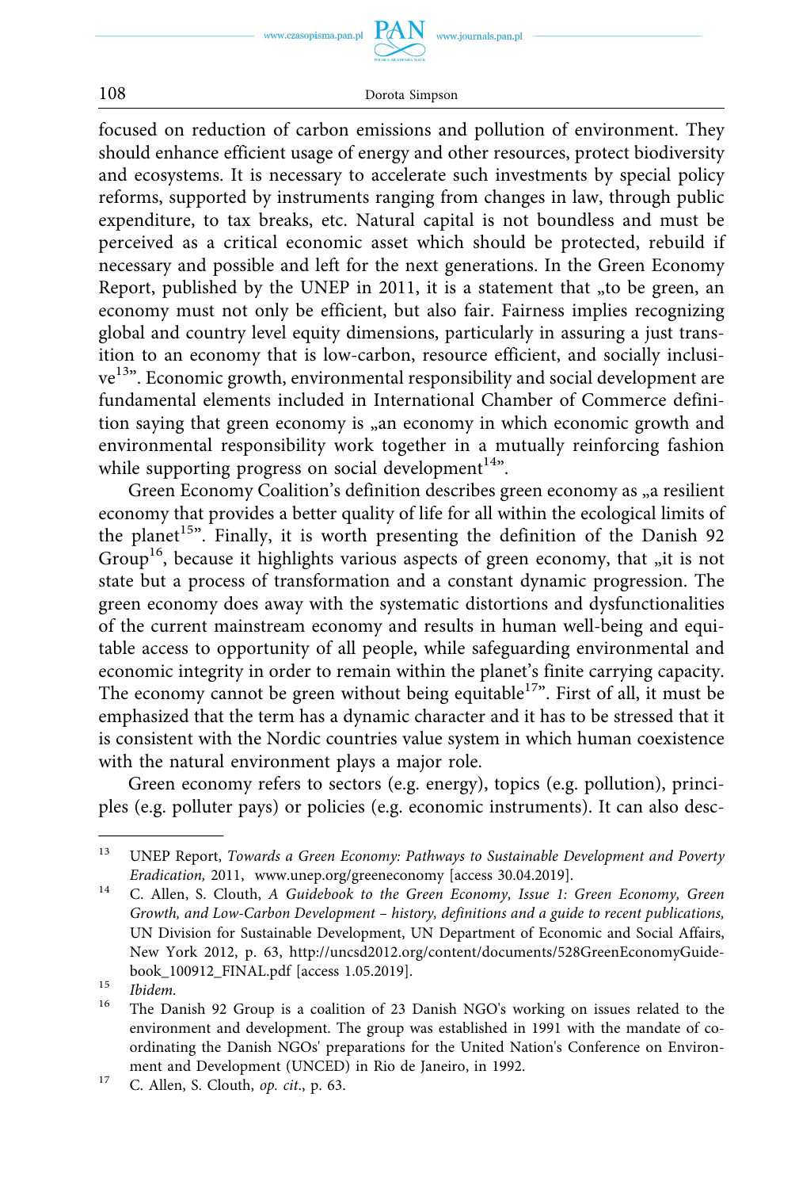focused on reduction of carbon emissions and pollution of environment. They should enhance efficient usage of energy and other resources, protect biodiversity and ecosystems. It is necessary to accelerate such investments by special policy reforms, supported by instruments ranging from changes in law, through public expenditure, to tax breaks, etc. Natural capital is not boundless and must be perceived as a critical economic asset which should be protected, rebuild if necessary and possible and left for the next generations. In the Green Economy Report, published by the UNEP in 2011, it is a statement that „to be green, an economy must not only be efficient, but also fair. Fairness implies recognizing global and country level equity dimensions, particularly in assuring a just transition to an economy that is low-carbon, resource efficient, and socially inclusive[13]". Economic growth, environmental responsibility and social development are fundamental elements included in International Chamber of Commerce definition saying that green economy is „an economy in which economic growth and environmental responsibility work together in a mutually reinforcing fashion while supporting progress on social development[14]".

Green Economy Coalition's definition describes green economy as „a resilient economy that provides a better quality of life for all within the ecological limits of the planet[15]". Finally, it is worth presenting the definition of the Danish 92 Group[16], because it highlights various aspects of green economy, that „it is not state but a process of transformation and a constant dynamic progression. The green economy does away with the systematic distortions and dysfunctionalities of the current mainstream economy and results in human well-being and equitable access to opportunity of all people, while safeguarding environmental and economic integrity in order to remain within the planet's finite carrying capacity. The economy cannot be green without being equitable[17]". First of all, it must be emphasized that the term has a dynamic character and it has to be stressed that it is consistent with the Nordic countries value system in which human coexistence with the natural environment plays a major role.

Green economy refers to sectors (e.g. energy), topics (e.g. pollution), principles (e.g. polluter pays) or policies (e.g. economic instruments). It can also desc-

---

13 UNEP Report, *Towards a Green Economy: Pathways to Sustainable Development and Poverty Eradication,* 2011, www.unep.org/greeneconomy [access 30.04.2019].

14 C. Allen, S. Clouth, *A Guidebook to the Green Economy, Issue 1: Green Economy, Green Growth, and Low-Carbon Development – history, definitions and a guide to recent publications,* UN Division for Sustainable Development, UN Department of Economic and Social Affairs, New York 2012, p. 63, http://uncsd2012.org/content/documents/528GreenEconomyGuidebook_100912_FINAL.pdf [access 1.05.2019].

15 *Ibidem.*

16 The Danish 92 Group is a coalition of 23 Danish NGO's working on issues related to the environment and development. The group was established in 1991 with the mandate of coordinating the Danish NGOs' preparations for the United Nation's Conference on Environment and Development (UNCED) in Rio de Janeiro, in 1992.

17 C. Allen, S. Clouth, *op. cit*., p. 63.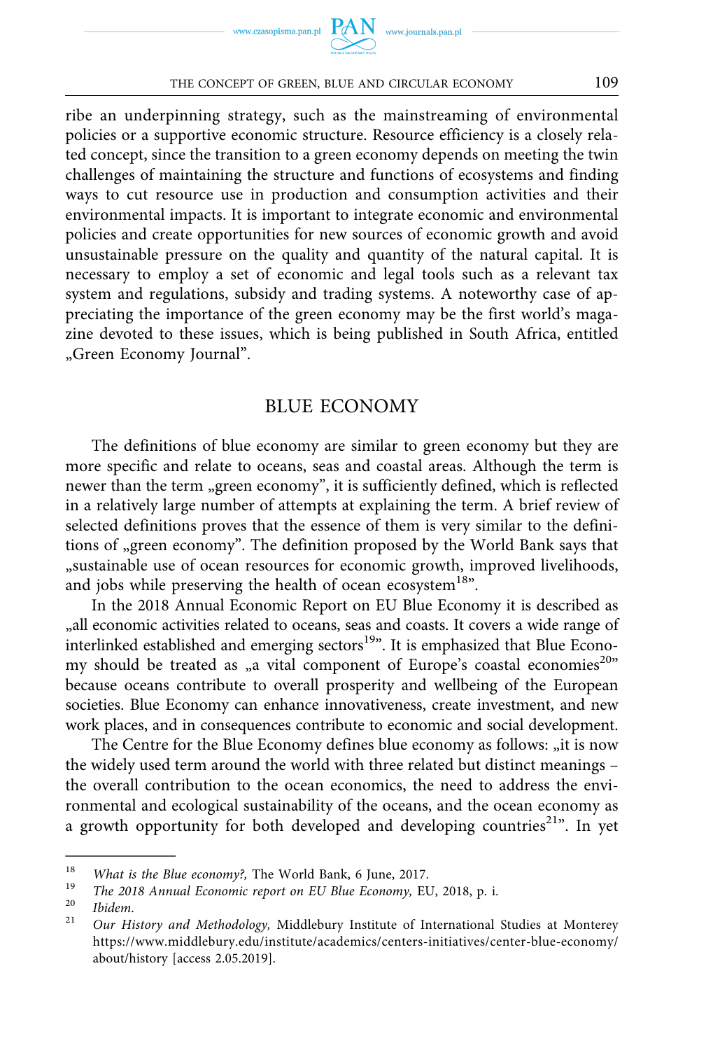ribe an underpinning strategy, such as the mainstreaming of environmental policies or a supportive economic structure. Resource efficiency is a closely related concept, since the transition to a green economy depends on meeting the twin challenges of maintaining the structure and functions of ecosystems and finding ways to cut resource use in production and consumption activities and their environmental impacts. It is important to integrate economic and environmental policies and create opportunities for new sources of economic growth and avoid unsustainable pressure on the quality and quantity of the natural capital. It is necessary to employ a set of economic and legal tools such as a relevant tax system and regulations, subsidy and trading systems. A noteworthy case of appreciating the importance of the green economy may be the first world's magazine devoted to these issues, which is being published in South Africa, entitled „Green Economy Journal".

## BLUE ECONOMY

The definitions of blue economy are similar to green economy but they are more specific and relate to oceans, seas and coastal areas. Although the term is newer than the term „green economy", it is sufficiently defined, which is reflected in a relatively large number of attempts at explaining the term. A brief review of selected definitions proves that the essence of them is very similar to the definitions of „green economy". The definition proposed by the World Bank says that „sustainable use of ocean resources for economic growth, improved livelihoods, and jobs while preserving the health of ocean ecosystem[18]".

In the 2018 Annual Economic Report on EU Blue Economy it is described as „all economic activities related to oceans, seas and coasts. It covers a wide range of interlinked established and emerging sectors[19]". It is emphasized that Blue Economy should be treated as „a vital component of Europe's coastal economies[20]" because oceans contribute to overall prosperity and wellbeing of the European societies. Blue Economy can enhance innovativeness, create investment, and new work places, and in consequences contribute to economic and social development.

The Centre for the Blue Economy defines blue economy as follows: „it is now the widely used term around the world with three related but distinct meanings – the overall contribution to the ocean economics, the need to address the environmental and ecological sustainability of the oceans, and the ocean economy as a growth opportunity for both developed and developing countries[21]". In yet

---

[18] *What is the Blue economy?,* The World Bank, 6 June, 2017.

[19] *The 2018 Annual Economic report on EU Blue Economy,* EU, 2018, p. i.

[20] *Ibidem.*

[21] *Our History and Methodology,* Middlebury Institute of International Studies at Monterey https://www.middlebury.edu/institute/academics/centers-initiatives/center-blue-economy/about/history [access 2.05.2019].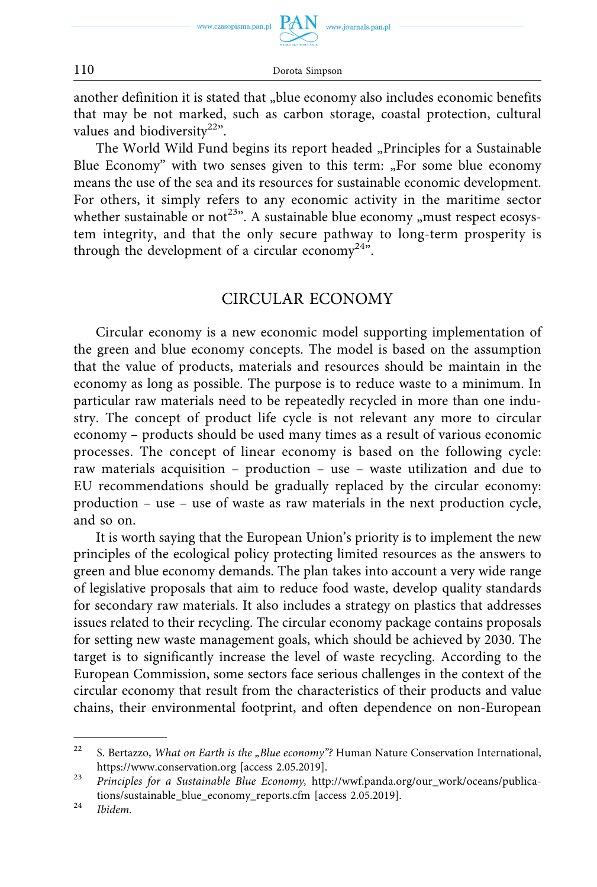another definition it is stated that „blue economy also includes economic benefits that may be not marked, such as carbon storage, coastal protection, cultural values and biodiversity[22]".

The World Wild Fund begins its report headed „Principles for a Sustainable Blue Economy" with two senses given to this term: „For some blue economy means the use of the sea and its resources for sustainable economic development. For others, it simply refers to any economic activity in the maritime sector whether sustainable or not[23]". A sustainable blue economy „must respect ecosystem integrity, and that the only secure pathway to long-term prosperity is through the development of a circular economy[24]".

## CIRCULAR ECONOMY

Circular economy is a new economic model supporting implementation of the green and blue economy concepts. The model is based on the assumption that the value of products, materials and resources should be maintain in the economy as long as possible. The purpose is to reduce waste to a minimum. In particular raw materials need to be repeatedly recycled in more than one industry. The concept of product life cycle is not relevant any more to circular economy – products should be used many times as a result of various economic processes. The concept of linear economy is based on the following cycle: raw materials acquisition – production – use – waste utilization and due to EU recommendations should be gradually replaced by the circular economy: production – use – use of waste as raw materials in the next production cycle, and so on.

It is worth saying that the European Union's priority is to implement the new principles of the ecological policy protecting limited resources as the answers to green and blue economy demands. The plan takes into account a very wide range of legislative proposals that aim to reduce food waste, develop quality standards for secondary raw materials. It also includes a strategy on plastics that addresses issues related to their recycling. The circular economy package contains proposals for setting new waste management goals, which should be achieved by 2030. The target is to significantly increase the level of waste recycling. According to the European Commission, some sectors face serious challenges in the context of the circular economy that result from the characteristics of their products and value chains, their environmental footprint, and often dependence on non-European

---

[22] S. Bertazzo, *What on Earth is the „Blue economy"?* Human Nature Conservation International, https://www.conservation.org [access 2.05.2019].

[23] *Principles for a Sustainable Blue Economy,* http://wwf.panda.org/our_work/oceans/publications/sustainable_blue_economy_reports.cfm [access 2.05.2019].

[24] *Ibidem.*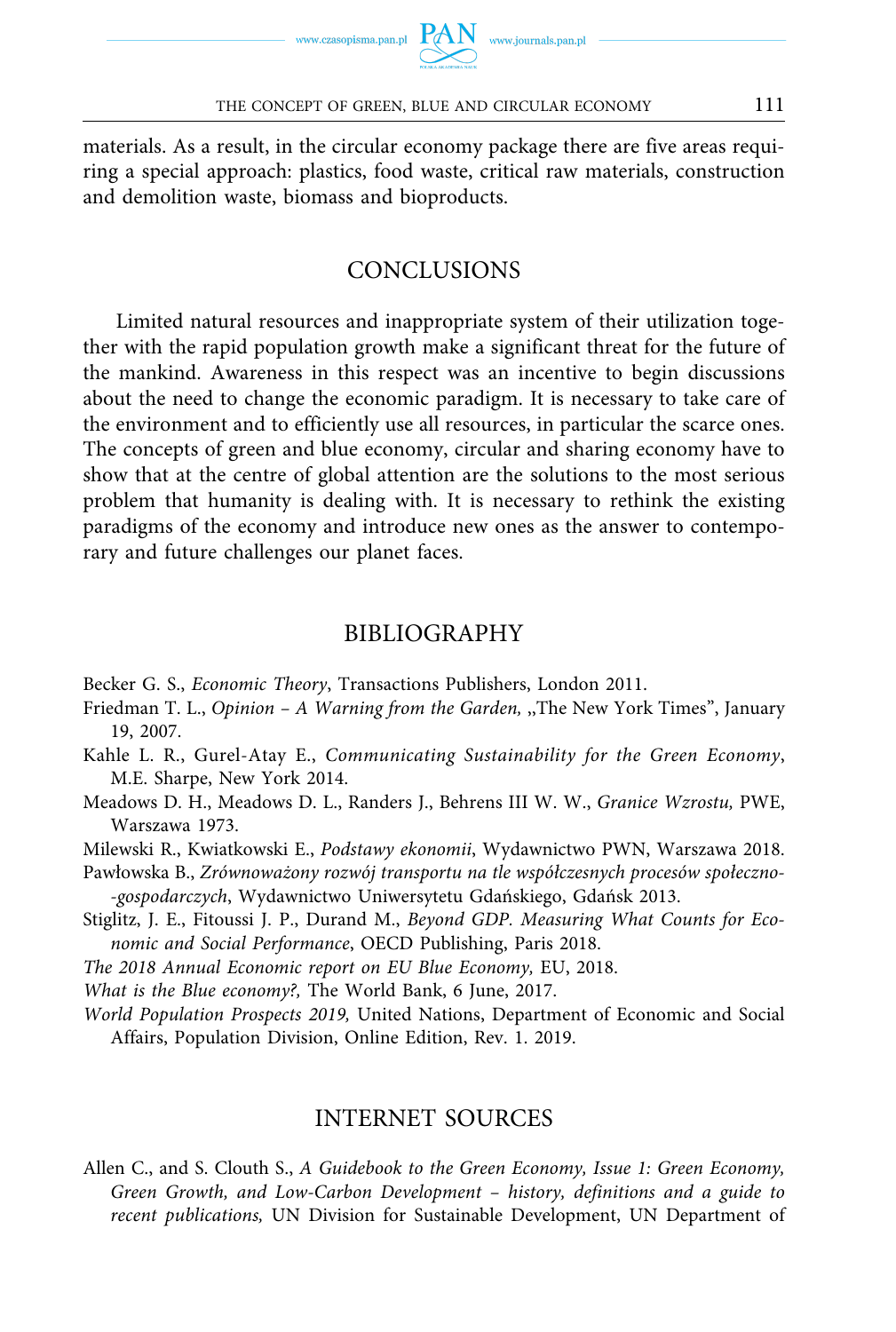materials. As a result, in the circular economy package there are five areas requiring a special approach: plastics, food waste, critical raw materials, construction and demolition waste, biomass and bioproducts.

## CONCLUSIONS

Limited natural resources and inappropriate system of their utilization together with the rapid population growth make a significant threat for the future of the mankind. Awareness in this respect was an incentive to begin discussions about the need to change the economic paradigm. It is necessary to take care of the environment and to efficiently use all resources, in particular the scarce ones. The concepts of green and blue economy, circular and sharing economy have to show that at the centre of global attention are the solutions to the most serious problem that humanity is dealing with. It is necessary to rethink the existing paradigms of the economy and introduce new ones as the answer to contemporary and future challenges our planet faces.

## BIBLIOGRAPHY

Becker G. S., *Economic Theory*, Transactions Publishers, London 2011.

Friedman T. L., *Opinion – A Warning from the Garden,* „The New York Times", January 19, 2007.

Kahle L. R., Gurel-Atay E., *Communicating Sustainability for the Green Economy*, M.E. Sharpe, New York 2014.

Meadows D. H., Meadows D. L., Randers J., Behrens III W. W., *Granice Wzrostu,* PWE, Warszawa 1973.

Milewski R., Kwiatkowski E., *Podstawy ekonomii*, Wydawnictwo PWN, Warszawa 2018.

Pawłowska B., *Zrównoważony rozwój transportu na tle współczesnych procesów społeczno-gospodarczych*, Wydawnictwo Uniwersytetu Gdańskiego, Gdańsk 2013.

Stiglitz, J. E., Fitoussi J. P., Durand M., *Beyond GDP. Measuring What Counts for Economic and Social Performance*, OECD Publishing, Paris 2018.

*The 2018 Annual Economic report on EU Blue Economy,* EU, 2018.

*What is the Blue economy?,* The World Bank, 6 June, 2017.

*World Population Prospects 2019,* United Nations, Department of Economic and Social Affairs, Population Division, Online Edition, Rev. 1. 2019.

## INTERNET SOURCES

Allen C., and S. Clouth S., *A Guidebook to the Green Economy, Issue 1: Green Economy, Green Growth, and Low-Carbon Development – history, definitions and a guide to recent publications,* UN Division for Sustainable Development, UN Department of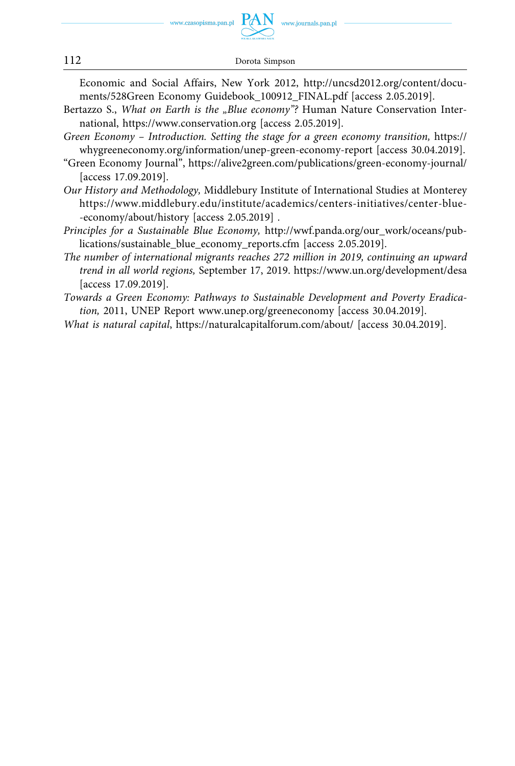Economic and Social Affairs, New York 2012, http://uncsd2012.org/content/documents/528Green Economy Guidebook_100912_FINAL.pdf [access 2.05.2019].

Bertazzo S., *What on Earth is the „Blue economy"?* Human Nature Conservation International, https://www.conservation.org [access 2.05.2019].

*Green Economy – Introduction. Setting the stage for a green economy transition,* https://whygreeneconomy.org/information/unep-green-economy-report [access 30.04.2019].

"Green Economy Journal", https://alive2green.com/publications/green-economy-journal/ [access 17.09.2019].

*Our History and Methodology,* Middlebury Institute of International Studies at Monterey https://www.middlebury.edu/institute/academics/centers-initiatives/center-blue-economy/about/history [access 2.05.2019] .

*Principles for a Sustainable Blue Economy,* http://wwf.panda.org/our_work/oceans/publications/sustainable_blue_economy_reports.cfm [access 2.05.2019].

*The number of international migrants reaches 272 million in 2019, continuing an upward trend in all world regions,* September 17, 2019. https://www.un.org/development/desa [access 17.09.2019].

*Towards a Green Economy: Pathways to Sustainable Development and Poverty Eradication,* 2011, UNEP Report www.unep.org/greeneconomy [access 30.04.2019].

*What is natural capital*, https://naturalcapitalforum.com/about/ [access 30.04.2019].